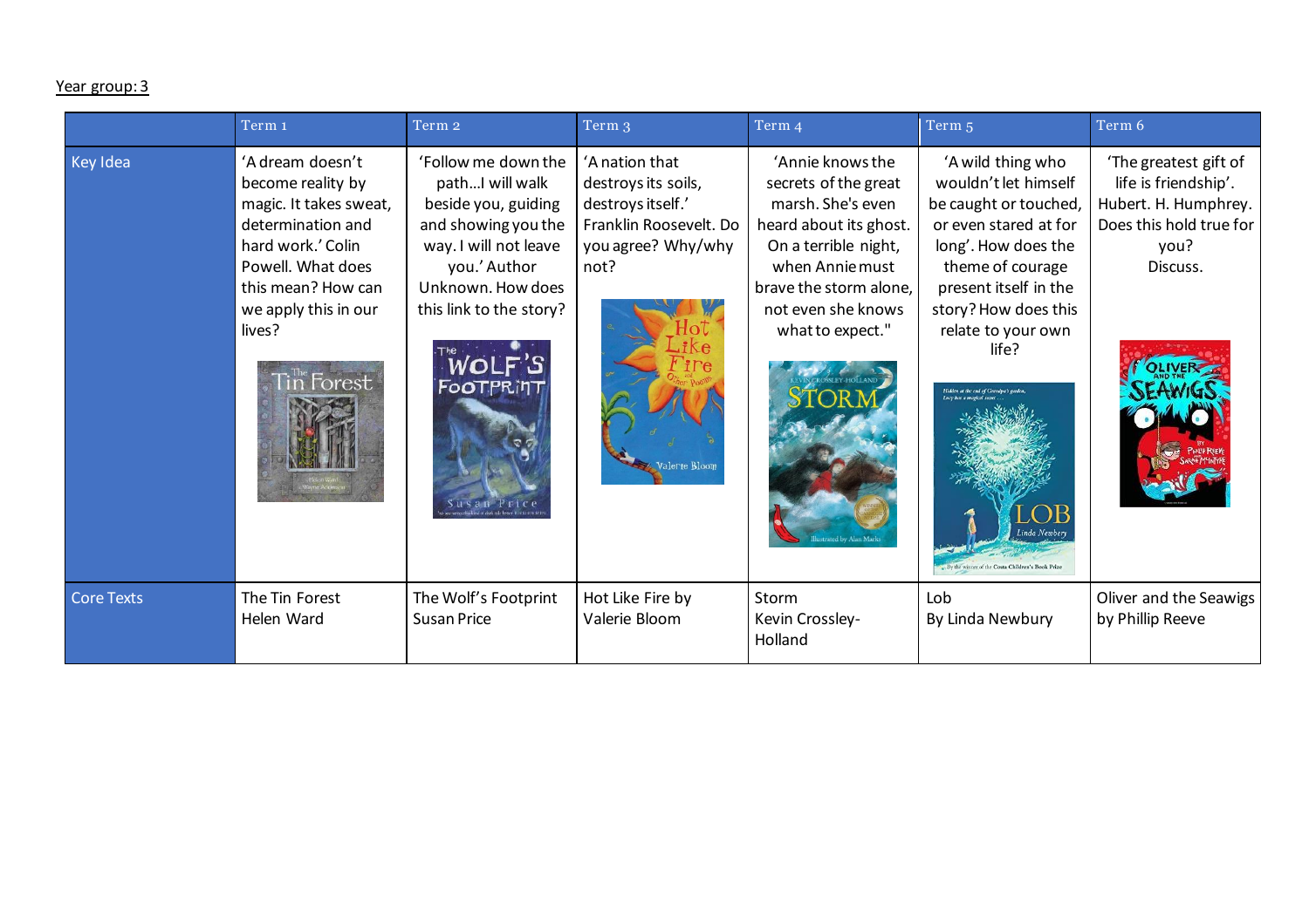Year group: 3

| | Term 1 | Term 2 | Term 3 | Term 4 | Term 5 | Term 6 |
|---|---|---|---|---|---|---|
| Key Idea | 'A dream doesn't become reality by magic. It takes sweat, determination and hard work.' Colin Powell. What does this mean? How can we apply this in our lives? | 'Follow me down the path…I will walk beside you, guiding and showing you the way. I will not leave you.' Author Unknown. How does this link to the story? | 'A nation that destroys its soils, destroys itself.' Franklin Roosevelt. Do you agree? Why/why not? | 'Annie knows the secrets of the great marsh. She's even heard about its ghost. On a terrible night, when Annie must brave the storm alone, not even she knows what to expect." | 'A wild thing who wouldn't let himself be caught or touched, or even stared at for long'. How does the theme of courage present itself in the story? How does this relate to your own life? | 'The greatest gift of life is friendship'. Hubert. H. Humphrey. Does this hold true for you? Discuss. |
| Core Texts | The Tin Forest Helen Ward | The Wolf's Footprint Susan Price | Hot Like Fire by Valerie Bloom | Storm Kevin Crossley-Holland | Lob By Linda Newbury | Oliver and the Seawigs by Phillip Reeve |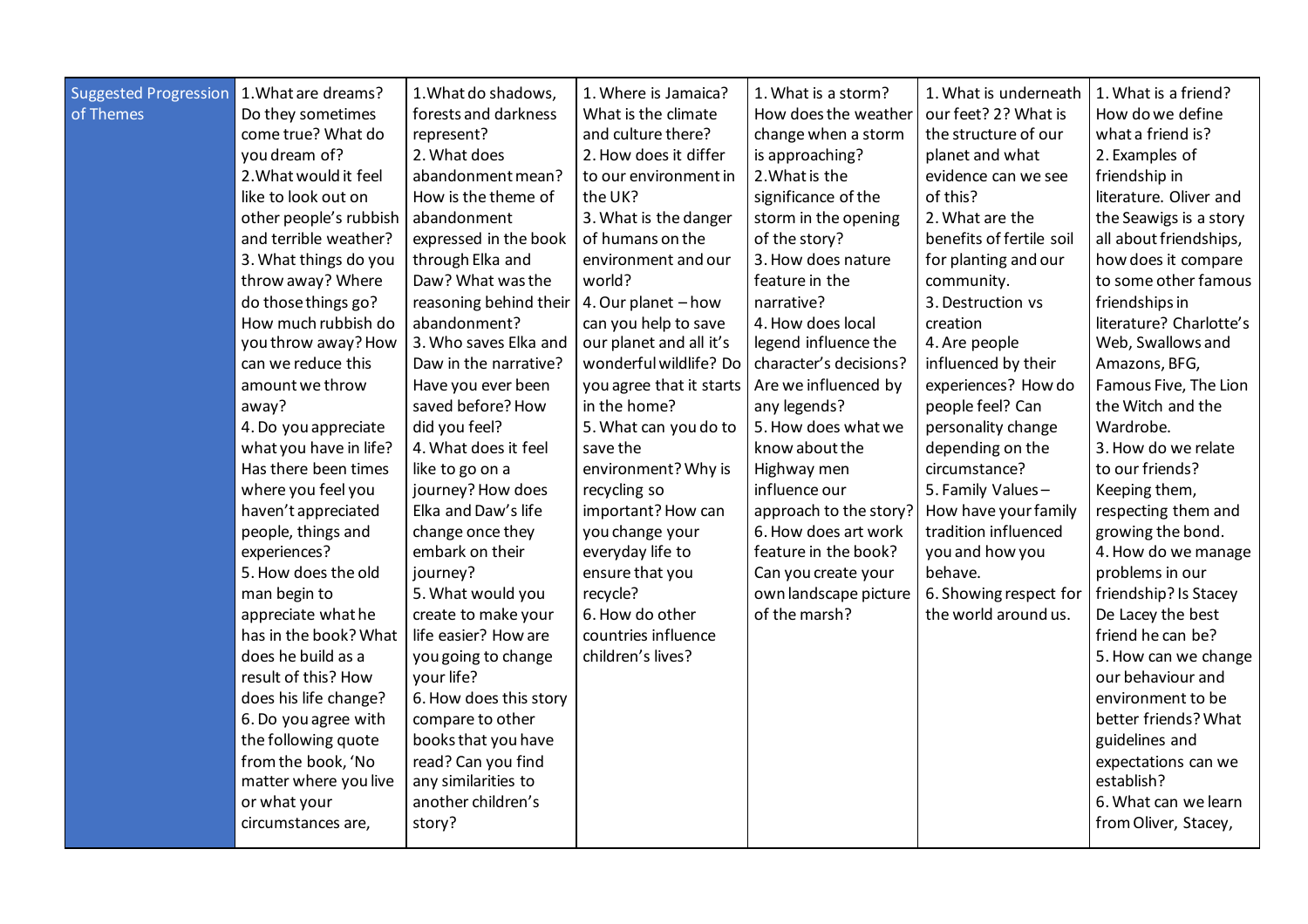| | | | | | | |
|---|---|---|---|---|---|---|
| Suggested Progression of Themes | 1.What are dreams? Do they sometimes come true? What do you dream of?<br>2.What would it feel like to look out on other people's rubbish and terrible weather?<br>3. What things do you throw away? Where do those things go? How much rubbish do you throw away? How can we reduce this amount we throw away?<br>4. Do you appreciate what you have in life? Has there been times where you feel you haven't appreciated people, things and experiences?<br>5. How does the old man begin to appreciate what he has in the book? What does he build as a result of this? How does his life change?<br>6. Do you agree with the following quote from the book, 'No matter where you live or what your circumstances are, | 1.What do shadows, forests and darkness represent?<br>2. What does abandonment mean? How is the theme of abandonment expressed in the book through Elka and Daw? What was the reasoning behind their abandonment?<br>3. Who saves Elka and Daw in the narrative? Have you ever been saved before? How did you feel?<br>4. What does it feel like to go on a journey? How does Elka and Daw's life change once they embark on their journey?<br>5. What would you create to make your life easier? How are you going to change your life?<br>6. How does this story compare to other books that you have read? Can you find any similarities to another children's story? | 1. Where is Jamaica? What is the climate and culture there?<br>2. How does it differ to our environment in the UK?<br>3. What is the danger of humans on the environment and our world?<br>4. Our planet – how can you help to save our planet and all it's wonderful wildlife? Do you agree that it starts in the home?<br>5. What can you do to save the environment? Why is recycling so important? How can you change your everyday life to ensure that you recycle?<br>6. How do other countries influence children's lives? | 1. What is a storm? How does the weather change when a storm is approaching?<br>2.What is the significance of the storm in the opening of the story?<br>3. How does nature feature in the narrative?<br>4. How does local legend influence the character's decisions? Are we influenced by any legends?<br>5. How does what we know about the Highway men influence our approach to the story?<br>6. How does art work feature in the book? Can you create your own landscape picture of the marsh? | 1. What is underneath our feet? 2? What is the structure of our planet and what evidence can we see of this?<br>2. What are the benefits of fertile soil for planting and our community.<br>3. Destruction vs creation<br>4. Are people influenced by their experiences? How do people feel? Can personality change depending on the circumstance?<br>5. Family Values – How have your family tradition influenced you and how you behave.<br>6. Showing respect for the world around us. | 1. What is a friend? How do we define what a friend is?<br>2. Examples of friendship in literature. Oliver and the Seawigs is a story all about friendships, how does it compare to some other famous friendships in literature? Charlotte's Web, Swallows and Amazons, BFG, Famous Five, The Lion the Witch and the Wardrobe.<br>3. How do we relate to our friends? Keeping them, respecting them and growing the bond.<br>4. How do we manage problems in our friendship? Is Stacey De Lacey the best friend he can be?<br>5. How can we change our behaviour and environment to be better friends? What guidelines and expectations can we establish?<br>6. What can we learn from Oliver, Stacey, |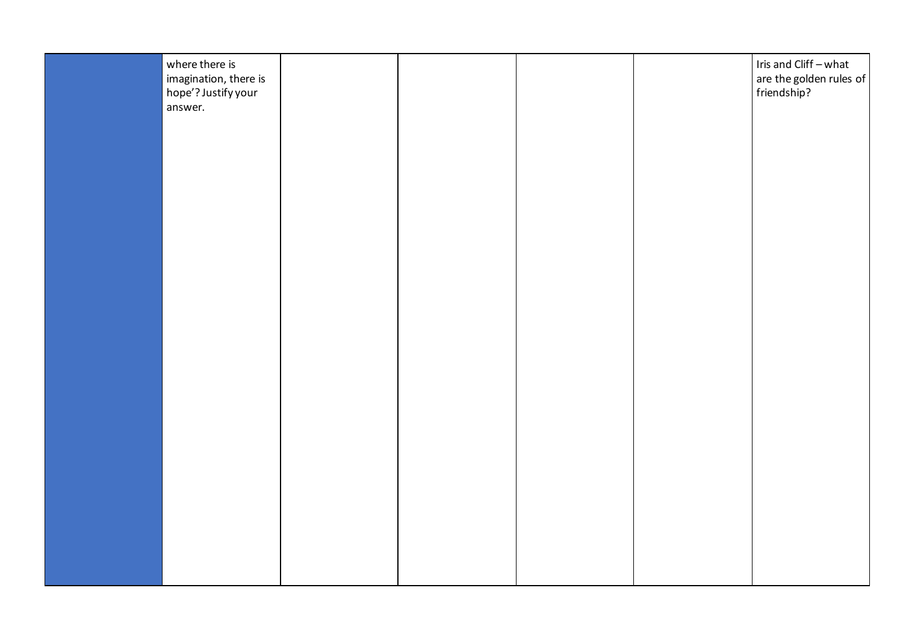| | | | | | | |
|---|---|---|---|---|---|---|
| | where there is imagination, there is hope'? Justify your answer. | | | | | Iris and Cliff – what are the golden rules of friendship? |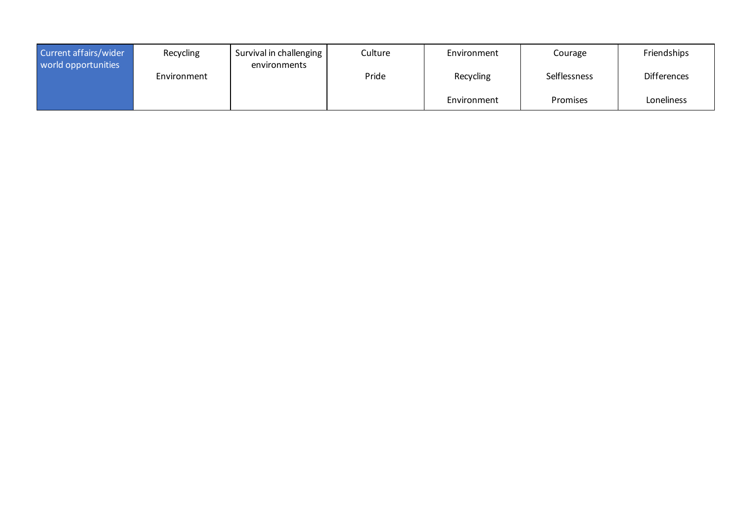| Current affairs/wider world opportunities | Recycling<br><br>Environment | Survival in challenging environments | Culture<br><br>Pride | Environment<br><br>Recycling<br><br>Environment | Courage<br><br>Selflessness<br><br>Promises | Friendships<br><br>Differences<br><br>Loneliness |
|---|---|---|---|---|---|---|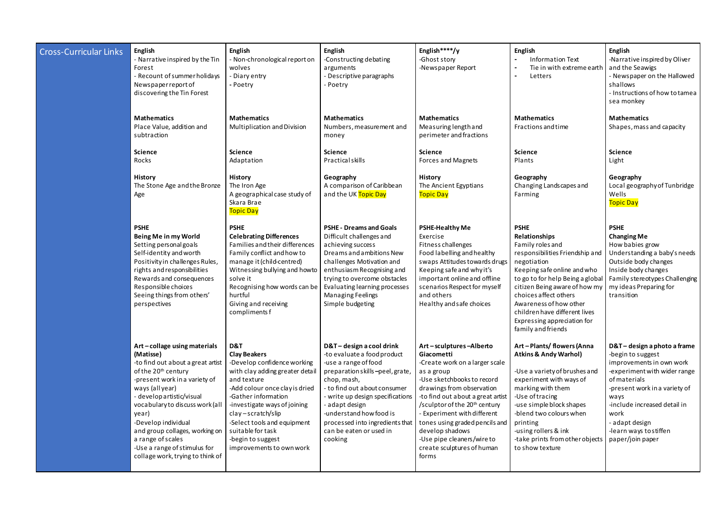| Cross-Curricular Links | | | | | | |
|---|---|---|---|---|---|---|
| | **English**<br>- Narrative inspired by the Tin Forest<br>- Recount of summer holidays<br>Newspaper report of discovering the Tin Forest | **English**<br>- Non-chronological report on wolves<br>- Diary entry<br>- Poetry | **English**<br>-Constructing debating arguments<br>- Descriptive paragraphs<br>- Poetry | **English****/y**<br>-Ghost story<br>-Newspaper Report | **English**<br>- Information Text<br>- Tie in with extreme earth<br>- Letters | **English**<br>-Narrative inspired by Oliver and the Seawigs<br>- Newspaper on the Hallowed shallows<br>- Instructions of how to tamea sea monkey |
| | **Mathematics**<br>Place Value, addition and subtraction | **Mathematics**<br>Multiplication and Division | **Mathematics**<br>Numbers, measurement and money | **Mathematics**<br>Measuring length and perimeter and fractions | **Mathematics**<br>Fractions and time | **Mathematics**<br>Shapes, mass and capacity |
| | **Science**<br>Rocks | **Science**<br>Adaptation | **Science**<br>Practical skills | **Science**<br>Forces and Magnets | **Science**<br>Plants | **Science**<br>Light |
| | **History**<br>The Stone Age and the Bronze Age | **History**<br>The Iron Age<br>A geographical case study of Skara Brae<br>Topic Day | **Geography**<br>A comparison of Caribbean and the UK Topic Day | **History**<br>The Ancient Egyptians<br>Topic Day | **Geography**<br>Changing Landscapes and Farming | **Geography**<br>Local geography of Tunbridge Wells<br>Topic Day |
| | **PSHE**<br>**Being Me in my World**<br>Setting personal goals<br>Self-identity and worth<br>Positivity in challenges Rules, rights and responsibilities<br>Rewards and consequences<br>Responsible choices<br>Seeing things from others' perspectives | **PSHE**<br>**Celebrating Differences**<br>Families and their differences<br>Family conflict and how to manage it (child-centred)<br>Witnessing bullying and howto solve it<br>Recognising how words can be hurtful<br>Giving and receiving compliments f | **PSHE - Dreams and Goals**<br>Difficult challenges and achieving success<br>Dreams and ambitions New challenges Motivation and enthusiasm Recognising and trying to overcome obstacles Evaluating learning processes Managing Feelings<br>Simple budgeting | **PSHE-Healthy Me**<br>Exercise<br>Fitness challenges<br>Food labelling and healthy swaps Attitudes towards drugs<br>Keeping safe and why it's important online and offline scenarios Respect for myself and others<br>Healthy and safe choices | **PSHE**<br>**Relationships**<br>Family roles and responsibilities Friendship and negotiation<br>Keeping safe online and who to go to for help Being a global citizen Being aware of how my choices affect others<br>Awareness of how other children have different lives<br>Expressing appreciation for family and friends | **PSHE**<br>**Changing Me**<br>How babies grow<br>Understanding a baby's needs<br>Outside body changes<br>Inside body changes<br>Family stereotypes Challenging my ideas Preparing for transition |
| | **Art – collage using materials (Matisse)**<br>-to find out about a great artist of the 20th century<br>-present work in a variety of ways (all year)<br>- develop artistic/visual vocabulary to discuss work (all year)<br>-Develop individual and group collages, working on a range of scales<br>-Use a range of stimulus for collage work, trying to think of | **D&T**<br>**Clay Beakers**<br>-Develop confidence working with clay adding greater detail and texture<br>-Add colour once clay is dried<br>-Gather information<br>-investigate ways of joining clay – scratch/slip<br>-Select tools and equipment suitable for task<br>-begin to suggest improvements to own work | **D&T – design a cool drink**<br>-to evaluate a food product<br>-use a range of food preparation skills – peel, grate, chop, mash,<br>- to find out about consumer<br>- write up design specifications<br>- adapt design<br>-understand how food is processed into ingredients that can be eaten or used in cooking | **Art – sculptures – Alberto Giacometti**<br>-Create work on a larger scale as a group<br>-Use sketchbooks to record drawings from observation<br>-to find out about a great artist /sculptor of the 20th century<br>- Experiment with different tones using graded pencils and develop shadows<br>-Use pipe cleaners/wire to create sculptures of human forms | **Art – Plants/ flowers (Anna Atkins & Andy Warhol)**<br><br>-Use a variety of brushes and experiment with ways of marking with them<br>-Use of tracing<br>-use simple block shapes<br>-blend two colours when printing<br>-using rollers & ink<br>-take prints from other objects to show texture | **D&T – design a photo a frame**<br>-begin to suggest improvements in own work<br>-experiment with wider range of materials<br>-present work in a variety of ways<br>-include increased detail in work<br>- adapt design<br>-learn ways to stiffen paper/join paper |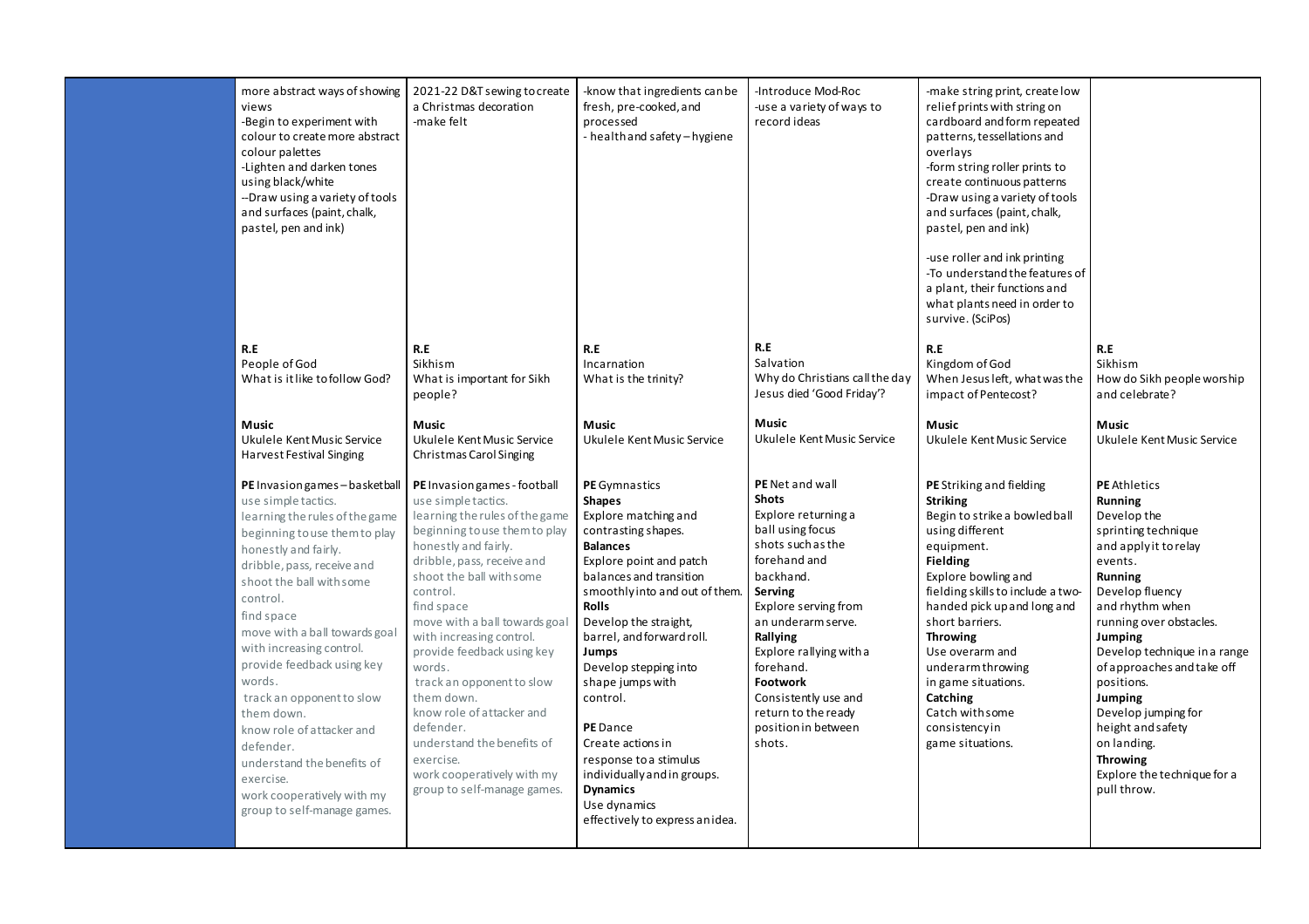| | | | | | | |
|---|---|---|---|---|---|---|
| | more abstract ways of showing views<br>-Begin to experiment with colour to create more abstract colour palettes<br>-Lighten and darken tones using black/white<br>--Draw using a variety of tools and surfaces (paint, chalk, pastel, pen and ink) | 2021-22 D&T sewing to create a Christmas decoration<br>-make felt | -know that ingredients can be fresh, pre-cooked, and processed<br>- health and safety – hygiene | -Introduce Mod-Roc<br>-use a variety of ways to record ideas | -make string print, create low relief prints with string on cardboard and form repeated patterns, tessellations and overlays<br>-form string roller prints to create continuous patterns<br>-Draw using a variety of tools and surfaces (paint, chalk, pastel, pen and ink)<br><br>-use roller and ink printing<br>-To understand the features of a plant, their functions and what plants need in order to survive. (SciPos) | |
| | **R.E**<br>People of God<br>What is it like to follow God?<br><br>**Music**<br>Ukulele Kent Music Service<br>Harvest Festival Singing<br><br>**PE** Invasion games – basketball<br>use simple tactics.<br>learning the rules of the game beginning to use them to play honestly and fairly.<br>dribble, pass, receive and shoot the ball with some control.<br>find space<br>move with a ball towards goal with increasing control.<br>provide feedback using key words.<br>track an opponent to slow them down.<br>know role of attacker and defender.<br>understand the benefits of exercise.<br>work cooperatively with my group to self-manage games. | **R.E**<br>Sikhism<br>What is important for Sikh people?<br><br>**Music**<br>Ukulele Kent Music Service<br>Christmas Carol Singing<br><br>**PE** Invasion games - football<br>use simple tactics.<br>learning the rules of the game beginning to use them to play honestly and fairly.<br>dribble, pass, receive and shoot the ball with some control.<br>find space<br>move with a ball towards goal with increasing control.<br>provide feedback using key words.<br>track an opponent to slow them down.<br>know role of attacker and defender.<br>understand the benefits of exercise.<br>work cooperatively with my group to self-manage games. | **R.E**<br>Incarnation<br>What is the trinity?<br><br>**Music**<br>Ukulele Kent Music Service<br><br>**PE** Gymnastics<br>**Shapes**<br>Explore matching and contrasting shapes.<br>**Balances**<br>Explore point and patch balances and transition smoothly into and out of them.<br>**Rolls**<br>Develop the straight, barrel, and forward roll.<br>**Jumps**<br>Develop stepping into shape jumps with control.<br><br>**PE** Dance<br>Create actions in response to a stimulus individually and in groups.<br>**Dynamics**<br>Use dynamics effectively to express an idea. | **R.E**<br>Salvation<br>Why do Christians call the day Jesus died 'Good Friday'?<br><br>**Music**<br>Ukulele Kent Music Service<br><br>**PE** Net and wall<br>**Shots**<br>Explore returning a ball using focus shots such as the forehand and backhand.<br>**Serving**<br>Explore serving from an underarm serve.<br>**Rallying**<br>Explore rallying with a forehand.<br>**Footwork**<br>Consistently use and return to the ready position in between shots. | **R.E**<br>Kingdom of God<br>When Jesus left, what was the impact of Pentecost?<br><br>**Music**<br>Ukulele Kent Music Service<br><br>**PE** Striking and fielding<br>**Striking**<br>Begin to strike a bowled ball using different equipment.<br>**Fielding**<br>Explore bowling and fielding skills to include a two-handed pick up and long and short barriers.<br>**Throwing**<br>Use overarm and underarm throwing in game situations.<br>**Catching**<br>Catch with some consistency in game situations. | **R.E**<br>Sikhism<br>How do Sikh people worship and celebrate?<br><br>**Music**<br>Ukulele Kent Music Service<br><br>**PE** Athletics<br>**Running**<br>Develop the sprinting technique and apply it to relay events.<br>**Running**<br>Develop fluency and rhythm when running over obstacles.<br>**Jumping**<br>Develop technique in a range of approaches and take off positions.<br>**Jumping**<br>Develop jumping for height and safety on landing.<br>**Throwing**<br>Explore the technique for a pull throw. |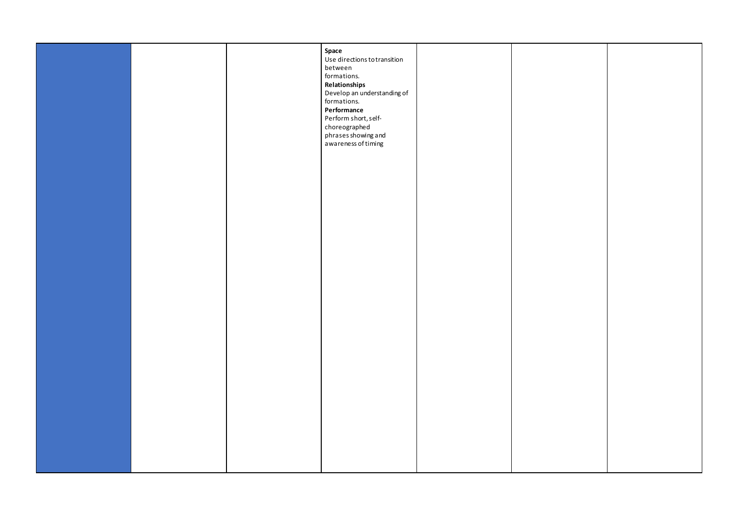| | | | | | | |
|---|---|---|---|---|---|---|
| | | | **Space**<br>Use directions to transition between formations.<br>**Relationships**<br>Develop an understanding of formations.<br>**Performance**<br>Perform short, self-choreographed phrases showing and awareness of timing | | | |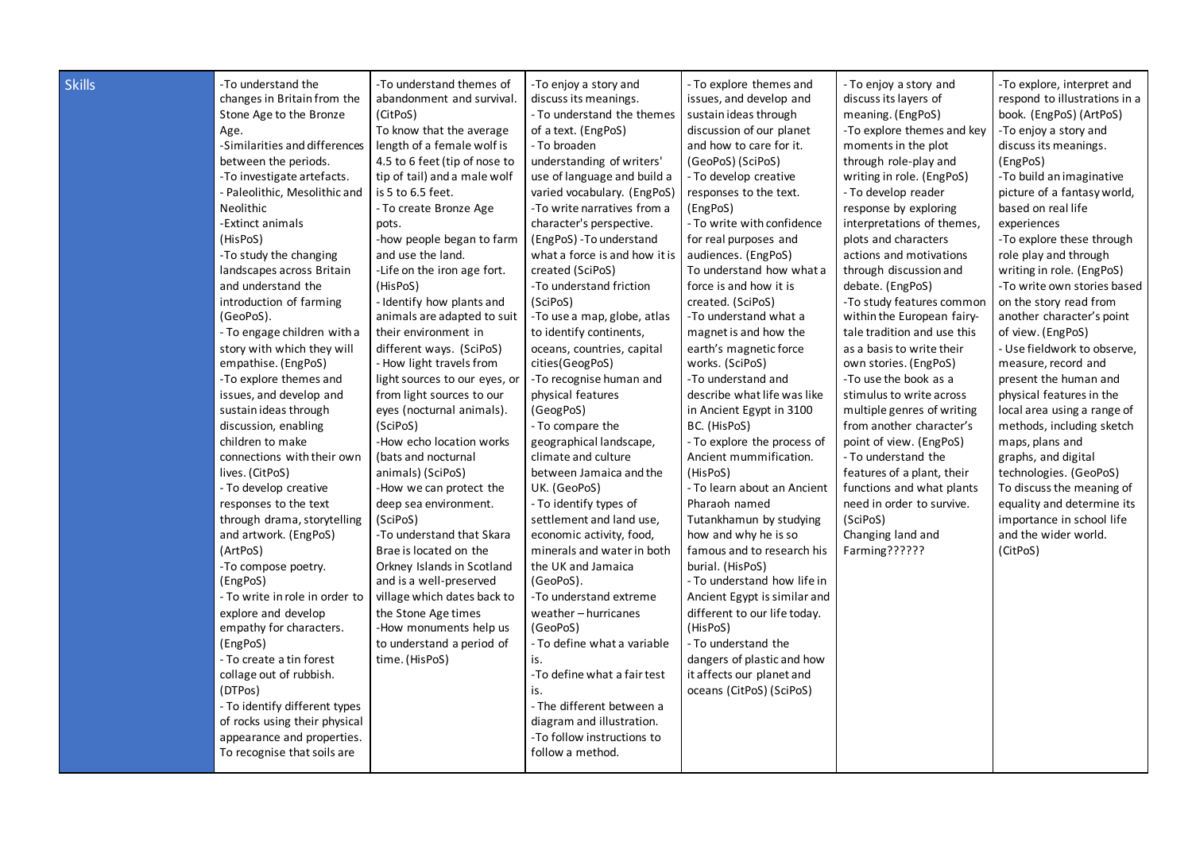| | | | | | | |
|---|---|---|---|---|---|---|
| Skills | -To understand the changes in Britain from the Stone Age to the Bronze Age.<br>-Similarities and differences between the periods.<br>-To investigate artefacts.<br>- Paleolithic, Mesolithic and Neolithic<br>-Extinct animals (HisPoS)<br>-To study the changing landscapes across Britain and understand the introduction of farming (GeoPoS).<br>- To engage children with a story with which they will empathise. (EngPoS)<br>-To explore themes and issues, and develop and sustain ideas through discussion, enabling children to make connections with their own lives. (CitPoS)<br>- To develop creative responses to the text through drama, storytelling and artwork. (EngPoS) (ArtPoS)<br>-To compose poetry. (EngPoS)<br>- To write in role in order to explore and develop empathy for characters. (EngPoS)<br>- To create a tin forest collage out of rubbish. (DTPos)<br>- To identify different types of rocks using their physical appearance and properties. To recognise that soils are | -To understand themes of abandonment and survival. (CitPoS)<br>To know that the average length of a female wolf is 4.5 to 6 feet (tip of nose to tip of tail) and a male wolf is 5 to 6.5 feet.<br>- To create Bronze Age pots.<br>-how people began to farm and use the land.<br>-Life on the iron age fort. (HisPoS)<br>- Identify how plants and animals are adapted to suit their environment in different ways. (SciPoS)<br>- How light travels from light sources to our eyes, or from light sources to our eyes (nocturnal animals). (SciPoS)<br>-How echo location works (bats and nocturnal animals) (SciPoS)<br>-How we can protect the deep sea environment. (SciPoS)<br>-To understand that Skara Brae is located on the Orkney Islands in Scotland and is a well-preserved village which dates back to the Stone Age times<br>-How monuments help us to understand a period of time. (HisPoS) | -To enjoy a story and discuss its meanings.<br>- To understand the themes of a text. (EngPoS)<br>- To broaden understanding of writers' use of language and build a varied vocabulary. (EngPoS)<br>-To write narratives from a character's perspective. (EngPoS) -To understand what a force is and how it is created (SciPoS)<br>-To understand friction (SciPoS)<br>-To use a map, globe, atlas to identify continents, oceans, countries, capital cities(GeogPoS)<br>-To recognise human and physical features (GeogPoS)<br>- To compare the geographical landscape, climate and culture between Jamaica and the UK. (GeoPoS)<br>- To identify types of settlement and land use, economic activity, food, minerals and water in both the UK and Jamaica (GeoPoS).<br>-To understand extreme weather – hurricanes (GeoPoS)<br>- To define what a variable is.<br>-To define what a fair test is.<br>- The different between a diagram and illustration.<br>-To follow instructions to follow a method. | - To explore themes and issues, and develop and sustain ideas through discussion of our planet and how to care for it. (GeoPoS) (SciPoS)<br>- To develop creative responses to the text. (EngPoS)<br>- To write with confidence for real purposes and audiences. (EngPoS)<br>To understand how what a force is and how it is created. (SciPoS)<br>-To understand what a magnet is and how the earth's magnetic force works. (SciPoS)<br>-To understand and describe what life was like in Ancient Egypt in 3100 BC. (HisPoS)<br>- To explore the process of Ancient mummification. (HisPoS)<br>- To learn about an Ancient Pharaoh named Tutankhamun by studying how and why he is so famous and to research his burial. (HisPoS)<br>- To understand how life in Ancient Egypt is similar and different to our life today. (HisPoS)<br>- To understand the dangers of plastic and how it affects our planet and oceans (CitPoS) (SciPoS) | - To enjoy a story and discuss its layers of meaning. (EngPoS)<br>-To explore themes and key moments in the plot through role-play and writing in role. (EngPoS)<br>- To develop reader response by exploring interpretations of themes, plots and characters actions and motivations through discussion and debate. (EngPoS)<br>-To study features common within the European fairy-tale tradition and use this as a basis to write their own stories. (EngPoS)<br>-To use the book as a stimulus to write across multiple genres of writing from another character's point of view. (EngPoS)<br>- To understand the features of a plant, their functions and what plants need in order to survive. (SciPoS)<br>Changing land and Farming?????? | -To explore, interpret and respond to illustrations in a book. (EngPoS) (ArtPoS)<br>-To enjoy a story and discuss its meanings. (EngPoS)<br>-To build an imaginative picture of a fantasy world, based on real life experiences<br>-To explore these through role play and through writing in role. (EngPoS)<br>-To write own stories based on the story read from another character's point of view. (EngPoS)<br>- Use fieldwork to observe, measure, record and present the human and physical features in the local area using a range of methods, including sketch maps, plans and graphs, and digital technologies. (GeoPoS)<br>To discuss the meaning of equality and determine its importance in school life and the wider world. (CitPoS) |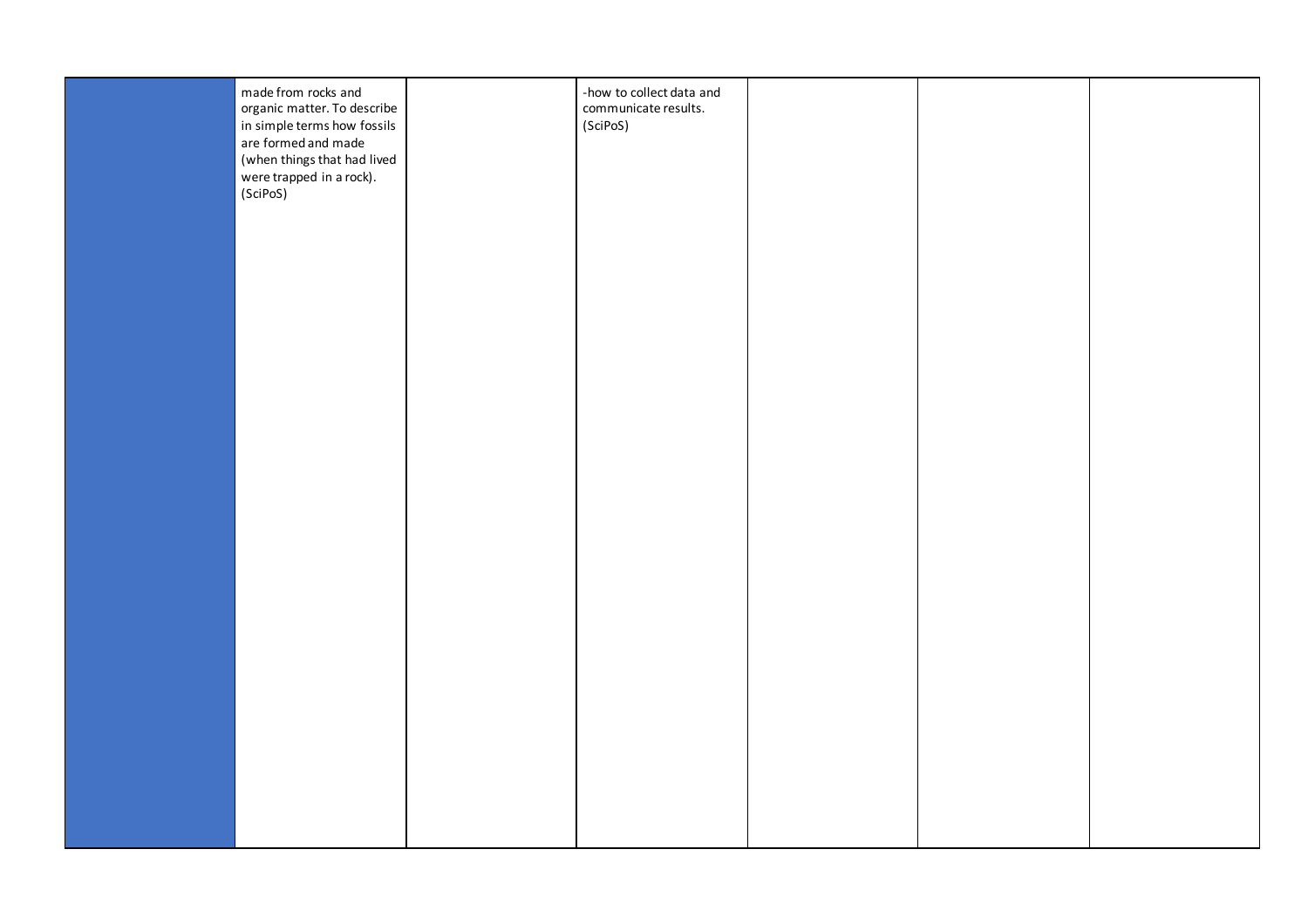| | | | | | | |
|---|---|---|---|---|---|---|
| | made from rocks and organic matter. To describe in simple terms how fossils are formed and made (when things that had lived were trapped in a rock). (SciPoS) | | -how to collect data and communicate results. (SciPoS) | | | |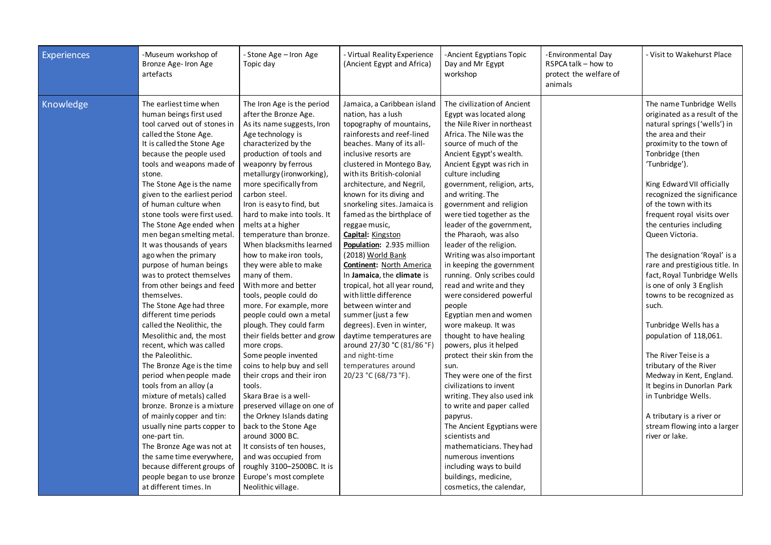| | | | | | | |
|---|---|---|---|---|---|---|
| Experiences | -Museum workshop of Bronze Age- Iron Age artefacts | - Stone Age – Iron Age Topic day | - Virtual Reality Experience (Ancient Egypt and Africa) | -Ancient Egyptians Topic Day and Mr Egypt workshop | -Environmental Day RSPCA talk – how to protect the welfare of animals | - Visit to Wakehurst Place |
| Knowledge | The earliest time when human beings first used tool carved out of stones in called the Stone Age. It is called the Stone Age because the people used tools and weapons made of stone. The Stone Age is the name given to the earliest period of human culture when stone tools were first used. The Stone Age ended when men began smelting metal. It was thousands of years ago when the primary purpose of human beings was to protect themselves from other beings and feed themselves. The Stone Age had three different time periods called the Neolithic, the Mesolithic and, the most recent, which was called the Paleolithic. The Bronze Age is the time period when people made tools from an alloy (a mixture of metals) called bronze. Bronze is a mixture of mainly copper and tin: usually nine parts copper to one-part tin. The Bronze Age was not at the same time everywhere, because different groups of people began to use bronze at different times. In | The Iron Age is the period after the Bronze Age. As its name suggests, Iron Age technology is characterized by the production of tools and weaponry by ferrous metallurgy (ironworking), more specifically from carbon steel. Iron is easy to find, but hard to make into tools. It melts at a higher temperature than bronze. When blacksmiths learned how to make iron tools, they were able to make many of them. With more and better tools, people could do more. For example, more people could own a metal plough. They could farm their fields better and grow more crops. Some people invented coins to help buy and sell their crops and their iron tools. Skara Brae is a well-preserved village on one of the Orkney Islands dating back to the Stone Age around 3000 BC. It consists of ten houses, and was occupied from roughly 3100–2500BC. It is Europe's most complete Neolithic village. | Jamaica, a Caribbean island nation, has a lush topography of mountains, rainforests and reef-lined beaches. Many of its all-inclusive resorts are clustered in Montego Bay, with its British-colonial architecture, and Negril, known for its diving and snorkeling sites. Jamaica is famed as the birthplace of reggae music, **Capital:** Kingston **Population:** 2.935 million (2018) World Bank **Continent:** North America In **Jamaica**, the **climate** is tropical, hot all year round, with little difference between winter and summer (just a few degrees). Even in winter, daytime temperatures are around 27/30 °C (81/86 °F) and night-time temperatures around 20/23 °C (68/73 °F). | The civilization of Ancient Egypt was located along the Nile River in northeast Africa. The Nile was the source of much of the Ancient Egypt's wealth. Ancient Egypt was rich in culture including government, religion, arts, and writing. The government and religion were tied together as the leader of the government, the Pharaoh, was also leader of the religion. Writing was also important in keeping the government running. Only scribes could read and write and they were considered powerful people Egyptian men and women wore makeup. It was thought to have healing powers, plus it helped protect their skin from the sun. They were one of the first civilizations to invent writing. They also used ink to write and paper called papyrus. The Ancient Egyptians were scientists and mathematicians. They had numerous inventions including ways to build buildings, medicine, cosmetics, the calendar, | | The name Tunbridge Wells originated as a result of the natural springs ('wells') in the area and their proximity to the town of Tonbridge (then 'Tunbridge'). King Edward VII officially recognized the significance of the town with its frequent royal visits over the centuries including Queen Victoria. The designation 'Royal' is a rare and prestigious title. In fact, Royal Tunbridge Wells is one of only 3 English towns to be recognized as such. Tunbridge Wells has a population of 118,061. The River Teise is a tributary of the River Medway in Kent, England. It begins in Dunorlan Park in Tunbridge Wells. A tributary is a river or stream flowing into a larger river or lake. |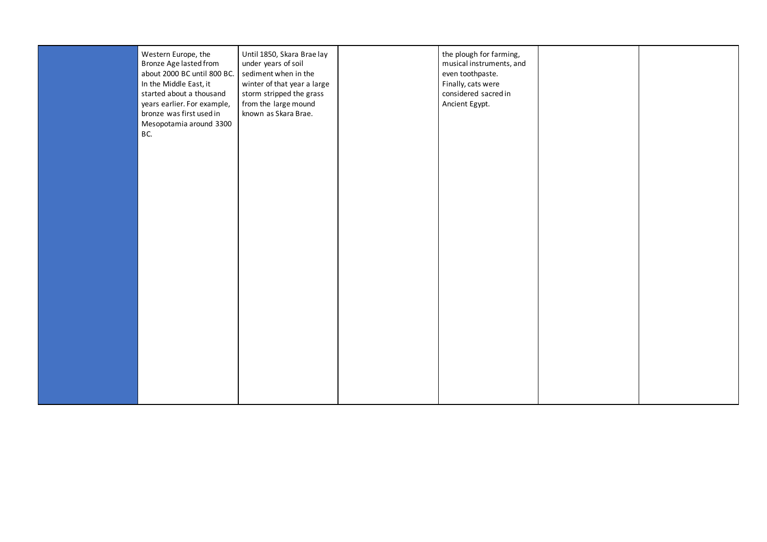| | | | | | | |
|---|---|---|---|---|---|---|
| | Western Europe, the Bronze Age lasted from about 2000 BC until 800 BC. In the Middle East, it started about a thousand years earlier. For example, bronze was first used in Mesopotamia around 3300 BC. | Until 1850, Skara Brae lay under years of soil sediment when in the winter of that year a large storm stripped the grass from the large mound known as Skara Brae. | | the plough for farming, musical instruments, and even toothpaste. Finally, cats were considered sacred in Ancient Egypt. | | |